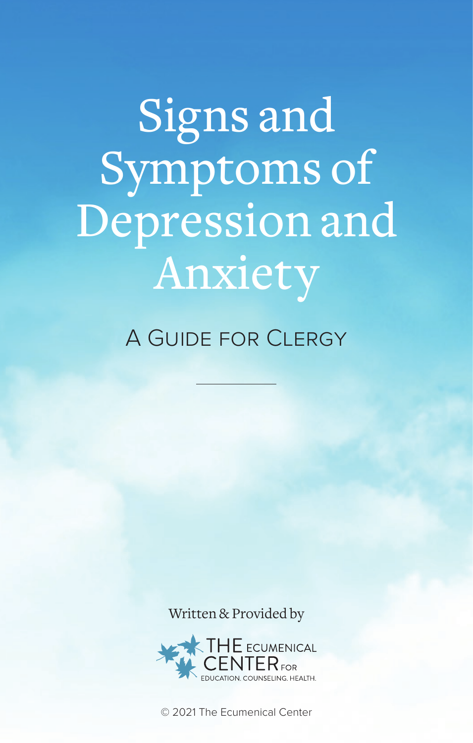# Signs and Symptoms of Depression and Anxiety

## A Guide for Clergy

Written & Provided by

THE ECUMENICAL CENTER FOR
EDUCATION. COUNSELING. HEALTH.

© 2021 The Ecumenical Center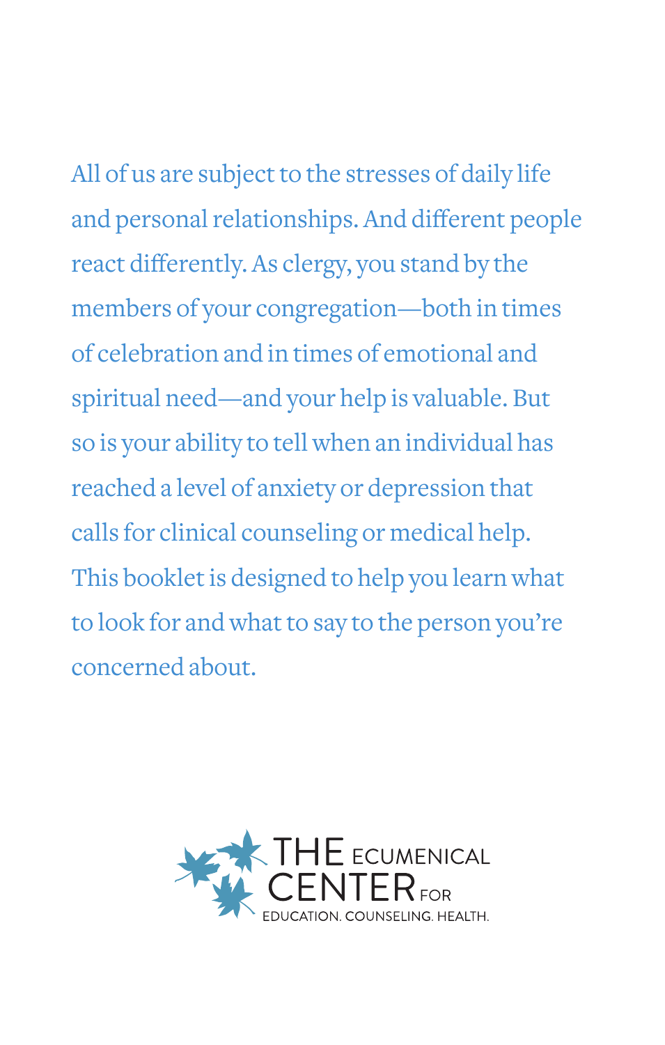All of us are subject to the stresses of daily life and personal relationships. And different people react differently. As clergy, you stand by the members of your congregation—both in times of celebration and in times of emotional and spiritual need—and your help is valuable. But so is your ability to tell when an individual has reached a level of anxiety or depression that calls for clinical counseling or medical help. This booklet is designed to help you learn what to look for and what to say to the person you're concerned about.

THE ECUMENICAL CENTER FOR
EDUCATION. COUNSELING. HEALTH.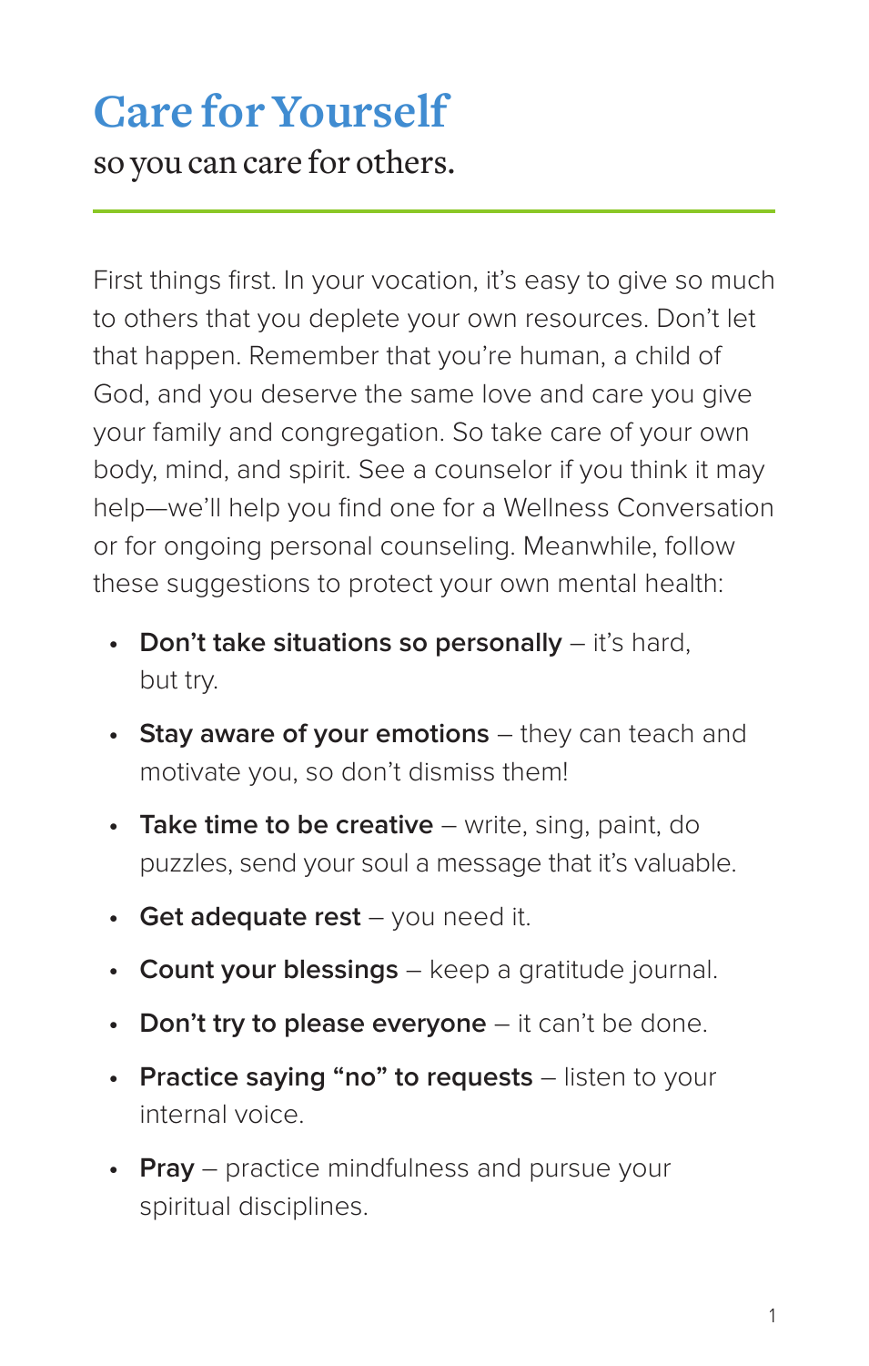# Care for Yourself

so you can care for others.

First things first. In your vocation, it's easy to give so much to others that you deplete your own resources. Don't let that happen. Remember that you're human, a child of God, and you deserve the same love and care you give your family and congregation. So take care of your own body, mind, and spirit. See a counselor if you think it may help—we'll help you find one for a Wellness Conversation or for ongoing personal counseling. Meanwhile, follow these suggestions to protect your own mental health:

- **Don't take situations so personally** – it's hard, but try.
- **Stay aware of your emotions** – they can teach and motivate you, so don't dismiss them!
- **Take time to be creative** – write, sing, paint, do puzzles, send your soul a message that it's valuable.
- **Get adequate rest** – you need it.
- **Count your blessings** – keep a gratitude journal.
- **Don't try to please everyone** – it can't be done.
- **Practice saying "no" to requests** – listen to your internal voice.
- **Pray** – practice mindfulness and pursue your spiritual disciplines.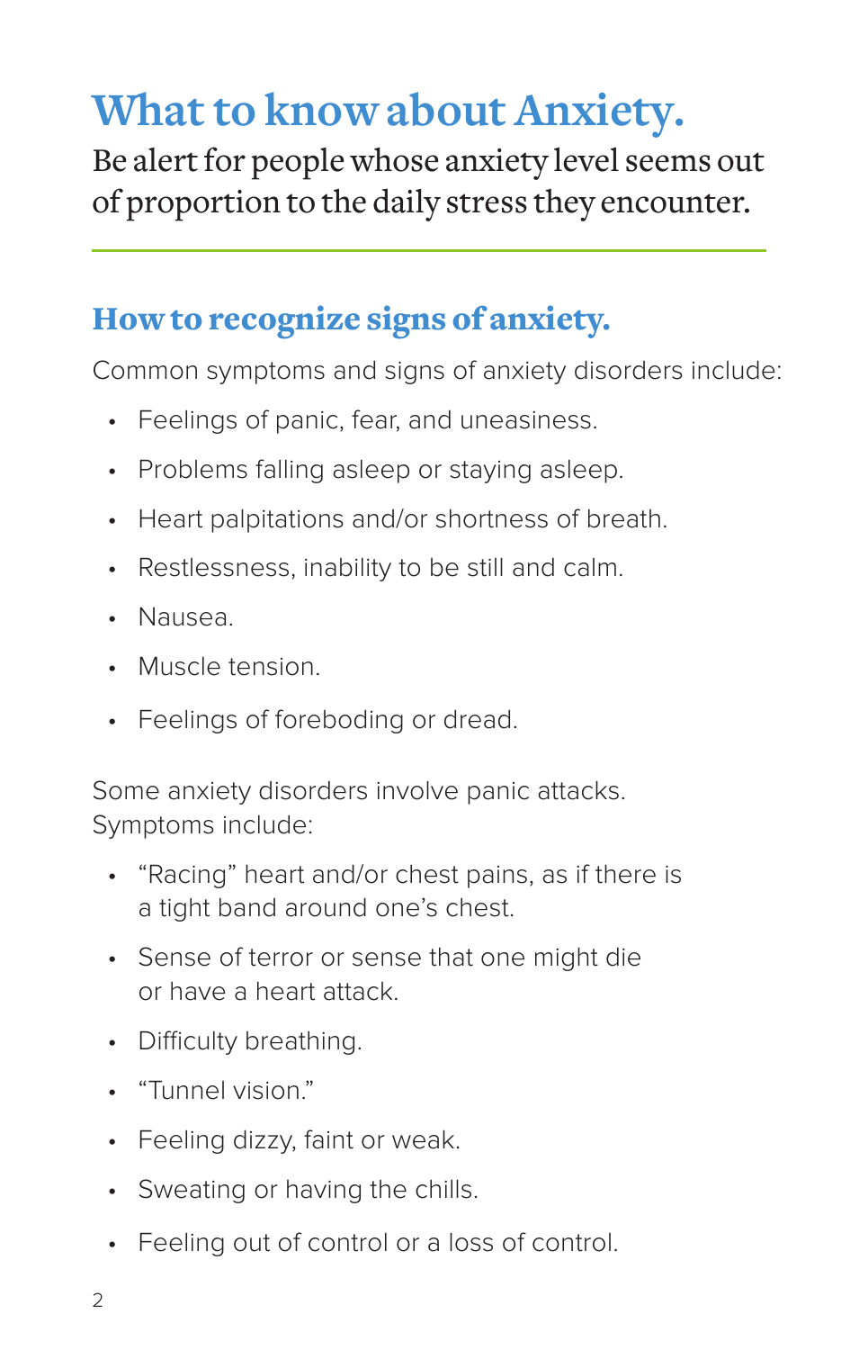# What to know about Anxiety.

Be alert for people whose anxiety level seems out of proportion to the daily stress they encounter.

## How to recognize signs of anxiety.

Common symptoms and signs of anxiety disorders include:

- Feelings of panic, fear, and uneasiness.
- Problems falling asleep or staying asleep.
- Heart palpitations and/or shortness of breath.
- Restlessness, inability to be still and calm.
- Nausea.
- Muscle tension.
- Feelings of foreboding or dread.

Some anxiety disorders involve panic attacks. Symptoms include:

- "Racing" heart and/or chest pains, as if there is a tight band around one's chest.
- Sense of terror or sense that one might die or have a heart attack.
- Difficulty breathing.
- "Tunnel vision."
- Feeling dizzy, faint or weak.
- Sweating or having the chills.
- Feeling out of control or a loss of control.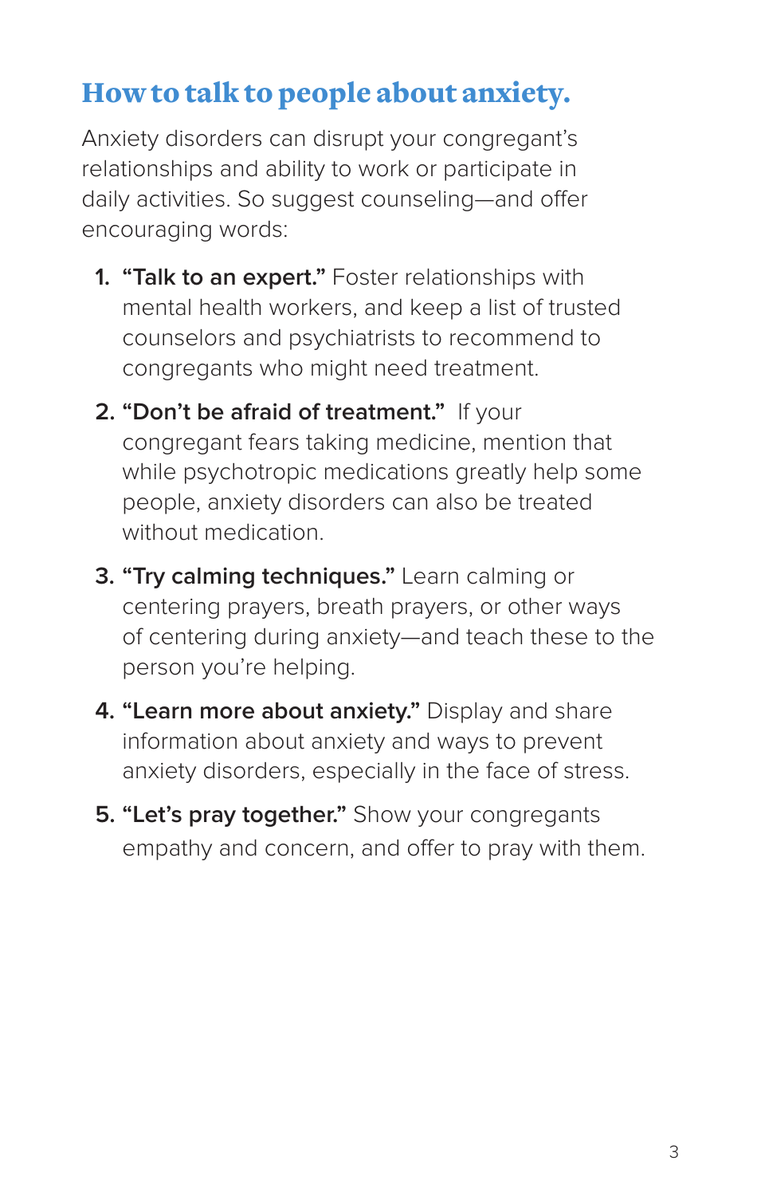## How to talk to people about anxiety.

Anxiety disorders can disrupt your congregant's relationships and ability to work or participate in daily activities. So suggest counseling—and offer encouraging words:

1. **"Talk to an expert."** Foster relationships with mental health workers, and keep a list of trusted counselors and psychiatrists to recommend to congregants who might need treatment.
2. **"Don't be afraid of treatment."** If your congregant fears taking medicine, mention that while psychotropic medications greatly help some people, anxiety disorders can also be treated without medication.
3. **"Try calming techniques."** Learn calming or centering prayers, breath prayers, or other ways of centering during anxiety—and teach these to the person you're helping.
4. **"Learn more about anxiety."** Display and share information about anxiety and ways to prevent anxiety disorders, especially in the face of stress.
5. **"Let's pray together."** Show your congregants empathy and concern, and offer to pray with them.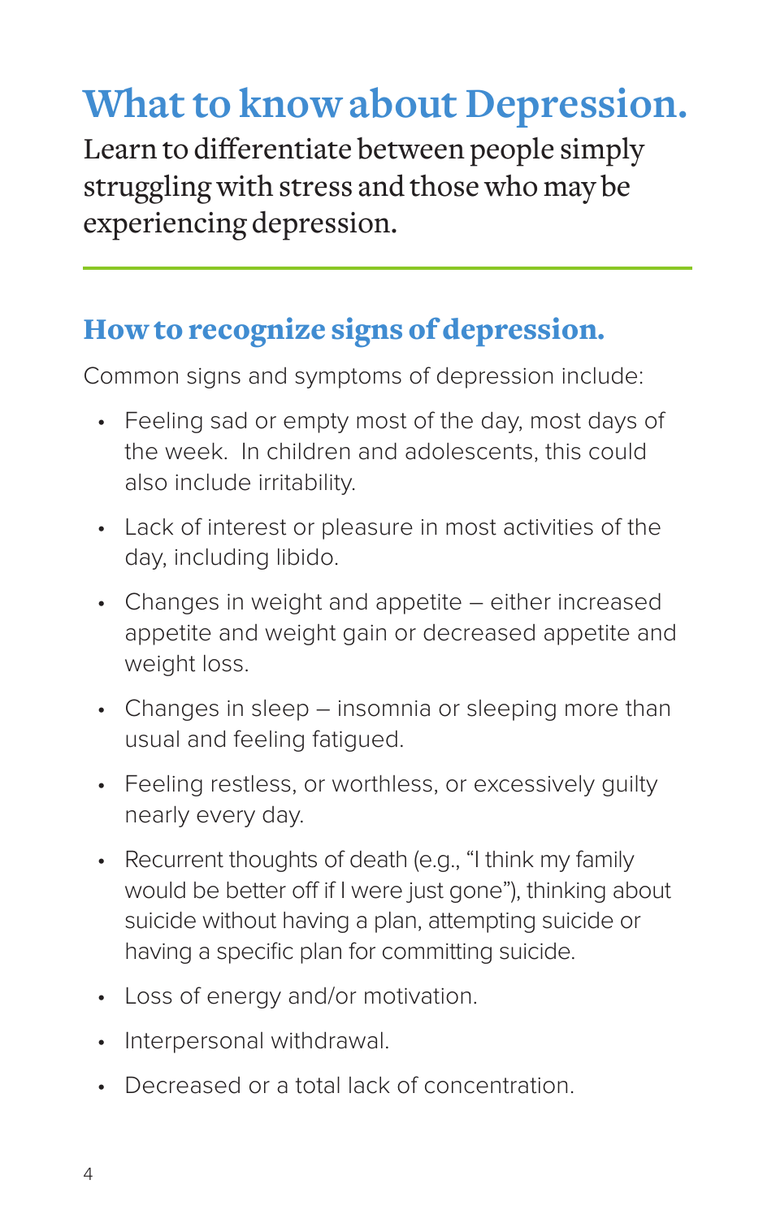# What to know about Depression.

Learn to differentiate between people simply struggling with stress and those who may be experiencing depression.

## How to recognize signs of depression.

Common signs and symptoms of depression include:

- Feeling sad or empty most of the day, most days of the week. In children and adolescents, this could also include irritability.
- Lack of interest or pleasure in most activities of the day, including libido.
- Changes in weight and appetite – either increased appetite and weight gain or decreased appetite and weight loss.
- Changes in sleep – insomnia or sleeping more than usual and feeling fatigued.
- Feeling restless, or worthless, or excessively guilty nearly every day.
- Recurrent thoughts of death (e.g., “I think my family would be better off if I were just gone”), thinking about suicide without having a plan, attempting suicide or having a specific plan for committing suicide.
- Loss of energy and/or motivation.
- Interpersonal withdrawal.
- Decreased or a total lack of concentration.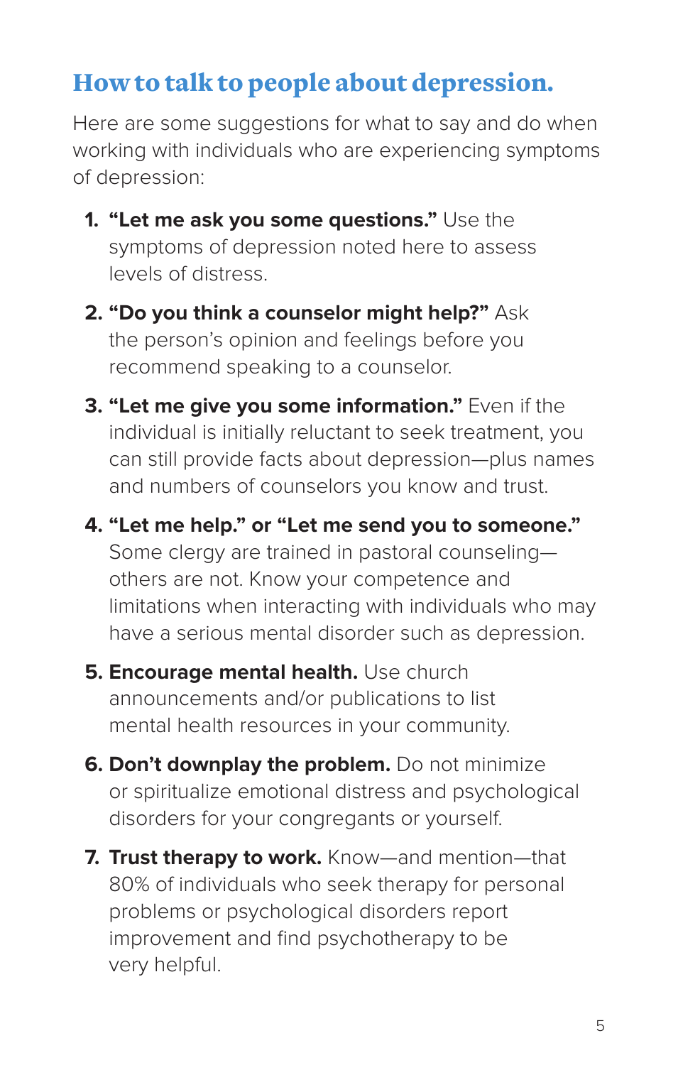## How to talk to people about depression.

Here are some suggestions for what to say and do when working with individuals who are experiencing symptoms of depression:

1. **"Let me ask you some questions."** Use the symptoms of depression noted here to assess levels of distress.
2. **"Do you think a counselor might help?"** Ask the person's opinion and feelings before you recommend speaking to a counselor.
3. **"Let me give you some information."** Even if the individual is initially reluctant to seek treatment, you can still provide facts about depression—plus names and numbers of counselors you know and trust.
4. **"Let me help." or "Let me send you to someone."** Some clergy are trained in pastoral counseling—others are not. Know your competence and limitations when interacting with individuals who may have a serious mental disorder such as depression.
5. **Encourage mental health.** Use church announcements and/or publications to list mental health resources in your community.
6. **Don't downplay the problem.** Do not minimize or spiritualize emotional distress and psychological disorders for your congregants or yourself.
7. **Trust therapy to work.** Know—and mention—that 80% of individuals who seek therapy for personal problems or psychological disorders report improvement and find psychotherapy to be very helpful.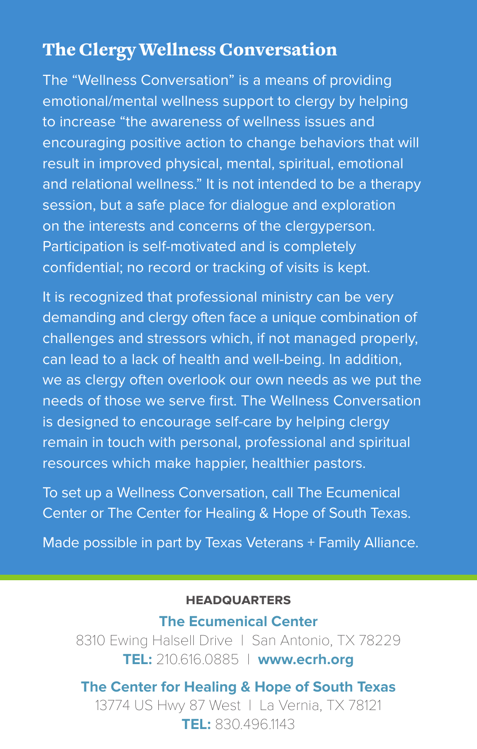## The Clergy Wellness Conversation

The "Wellness Conversation" is a means of providing emotional/mental wellness support to clergy by helping to increase "the awareness of wellness issues and encouraging positive action to change behaviors that will result in improved physical, mental, spiritual, emotional and relational wellness." It is not intended to be a therapy session, but a safe place for dialogue and exploration on the interests and concerns of the clergyperson. Participation is self-motivated and is completely confidential; no record or tracking of visits is kept.

It is recognized that professional ministry can be very demanding and clergy often face a unique combination of challenges and stressors which, if not managed properly, can lead to a lack of health and well-being. In addition, we as clergy often overlook our own needs as we put the needs of those we serve first. The Wellness Conversation is designed to encourage self-care by helping clergy remain in touch with personal, professional and spiritual resources which make happier, healthier pastors.

To set up a Wellness Conversation, call The Ecumenical Center or The Center for Healing & Hope of South Texas.

Made possible in part by Texas Veterans + Family Alliance.

**HEADQUARTERS**

**The Ecumenical Center**
8310 Ewing Halsell Drive | San Antonio, TX 78229
**TEL:** 210.616.0885 | **www.ecrh.org**

**The Center for Healing & Hope of South Texas**
13774 US Hwy 87 West | La Vernia, TX 78121
**TEL:** 830.496.1143